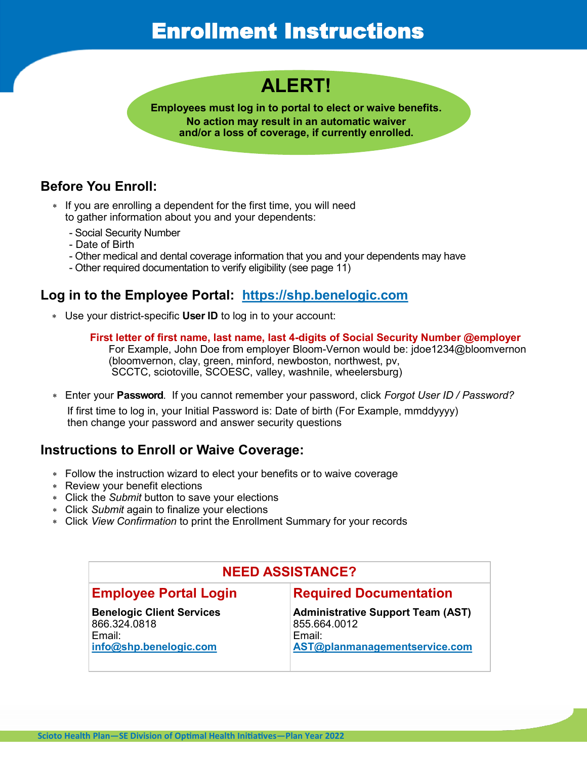# Enrollment Instructions

## ALERT!

**Employees must log in to portal to elect or waive benefits.**
**No action may result in an automatic waiver and/or a loss of coverage, if currently enrolled.**

## Before You Enroll:

- If you are enrolling a dependent for the first time, you will need to gather information about you and your dependents:
  - Social Security Number
  - Date of Birth
  - Other medical and dental coverage information that you and your dependents may have
  - Other required documentation to verify eligibility (see page 11)

## Log in to the Employee Portal: [https://shp.benelogic.com](https://shp.benelogic.com)

- Use your district-specific **User ID** to log in to your account:

  **First letter of first name, last name, last 4-digits of Social Security Number @employer**
  For Example, John Doe from employer Bloom-Vernon would be: jdoe1234@bloomvernon
  (bloomvernon, clay, green, minford, newboston, northwest, pv, SCCTC, sciotoville, SCOESC, valley, washnile, wheelersburg)

- Enter your **Password**. If you cannot remember your password, click *Forgot User ID / Password?*
  If first time to log in, your Initial Password is: Date of birth (For Example, mmddyyyy) then change your password and answer security questions

## Instructions to Enroll or Waive Coverage:

- Follow the instruction wizard to elect your benefits or to waive coverage
- Review your benefit elections
- Click the *Submit* button to save your elections
- Click *Submit* again to finalize your elections
- Click *View Confirmation* to print the Enrollment Summary for your records

| NEED ASSISTANCE? | |
|---|---|
| **Employee Portal Login** | **Required Documentation** |
| **Benelogic Client Services**<br>866.324.0818<br>Email:<br>info@shp.benelogic.com | **Administrative Support Team (AST)**<br>855.664.0012<br>Email:<br>AST@planmanagementservice.com |

Scioto Health Plan—SE Division of Optimal Health Initiatives—Plan Year 2022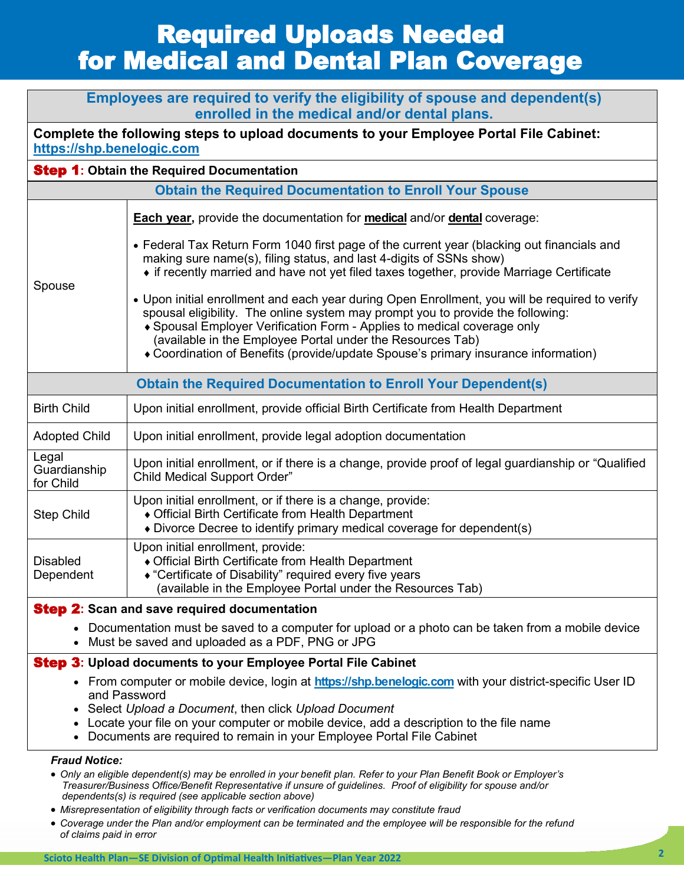# Required Uploads Needed for Medical and Dental Plan Coverage

**Employees are required to verify the eligibility of spouse and dependent(s) enrolled in the medical and/or dental plans.**

**Complete the following steps to upload documents to your Employee Portal File Cabinet: https://shp.benelogic.com**

## Step 1: Obtain the Required Documentation

### Obtain the Required Documentation to Enroll Your Spouse

| | |
|---|---|
| Spouse | **Each year,** provide the documentation for **medical** and/or **dental** coverage:<br><br>• Federal Tax Return Form 1040 first page of the current year (blacking out financials and making sure name(s), filing status, and last 4-digits of SSNs show)<br>♦ if recently married and have not yet filed taxes together, provide Marriage Certificate<br><br>• Upon initial enrollment and each year during Open Enrollment, you will be required to verify spousal eligibility. The online system may prompt you to provide the following:<br>♦ Spousal Employer Verification Form - Applies to medical coverage only (available in the Employee Portal under the Resources Tab)<br>♦ Coordination of Benefits (provide/update Spouse's primary insurance information) |

### Obtain the Required Documentation to Enroll Your Dependent(s)

| | |
|---|---|
| Birth Child | Upon initial enrollment, provide official Birth Certificate from Health Department |
| Adopted Child | Upon initial enrollment, provide legal adoption documentation |
| Legal Guardianship for Child | Upon initial enrollment, or if there is a change, provide proof of legal guardianship or "Qualified Child Medical Support Order" |
| Step Child | Upon initial enrollment, or if there is a change, provide:<br>♦ Official Birth Certificate from Health Department<br>♦ Divorce Decree to identify primary medical coverage for dependent(s) |
| Disabled Dependent | Upon initial enrollment, provide:<br>♦ Official Birth Certificate from Health Department<br>♦ "Certificate of Disability" required every five years (available in the Employee Portal under the Resources Tab) |

## Step 2: Scan and save required documentation

- Documentation must be saved to a computer for upload or a photo can be taken from a mobile device
- Must be saved and uploaded as a PDF, PNG or JPG

## Step 3: Upload documents to your Employee Portal File Cabinet

- From computer or mobile device, login at **https://shp.benelogic.com** with your district-specific User ID and Password
- Select *Upload a Document*, then click *Upload Document*
- Locate your file on your computer or mobile device, add a description to the file name
- Documents are required to remain in your Employee Portal File Cabinet

***Fraud Notice:***

- *Only an eligible dependent(s) may be enrolled in your benefit plan. Refer to your Plan Benefit Book or Employer's Treasurer/Business Office/Benefit Representative if unsure of guidelines. Proof of eligibility for spouse and/or dependents(s) is required (see applicable section above)*
- *Misrepresentation of eligibility through facts or verification documents may constitute fraud*
- *Coverage under the Plan and/or employment can be terminated and the employee will be responsible for the refund of claims paid in error*